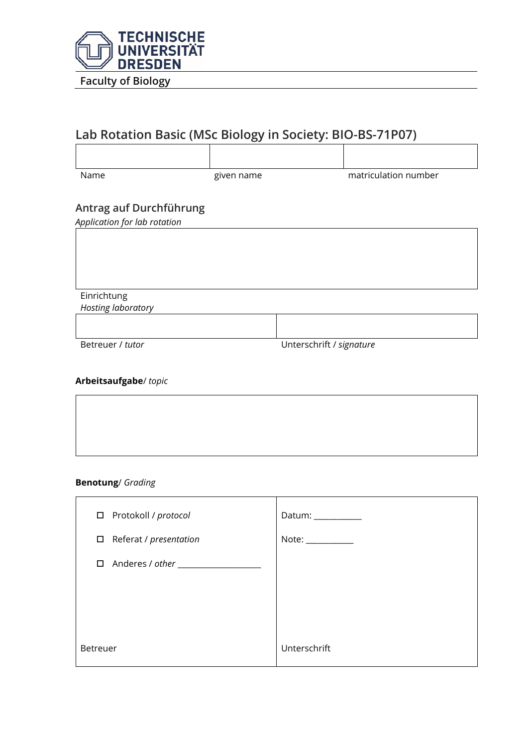TECHNISCHE UNIVERSITÄT DRESDEN

Faculty of Biology

## Lab Rotation Basic (MSc Biology in Society: BIO-BS-71P07)

| | | |
|---|---|---|
| Name | given name | matriculation number |

### Antrag auf Durchführung

*Application for lab rotation*

| |
|---|
| Einrichtung<br>*Hosting laboratory* |

| | |
|---|---|
| Betreuer / *tutor* | Unterschrift / *signature* |

**Arbeitsaufgabe**/ *topic*

| |
|---|
| |

**Benotung**/ *Grading*

| | |
|---|---|
| ☐ Protokoll / *protocol*<br>☐ Referat / *presentation*<br>☐ Anderes / *other* ___________________ | Datum: ___________<br>Note: ___________ |
| Betreuer | Unterschrift |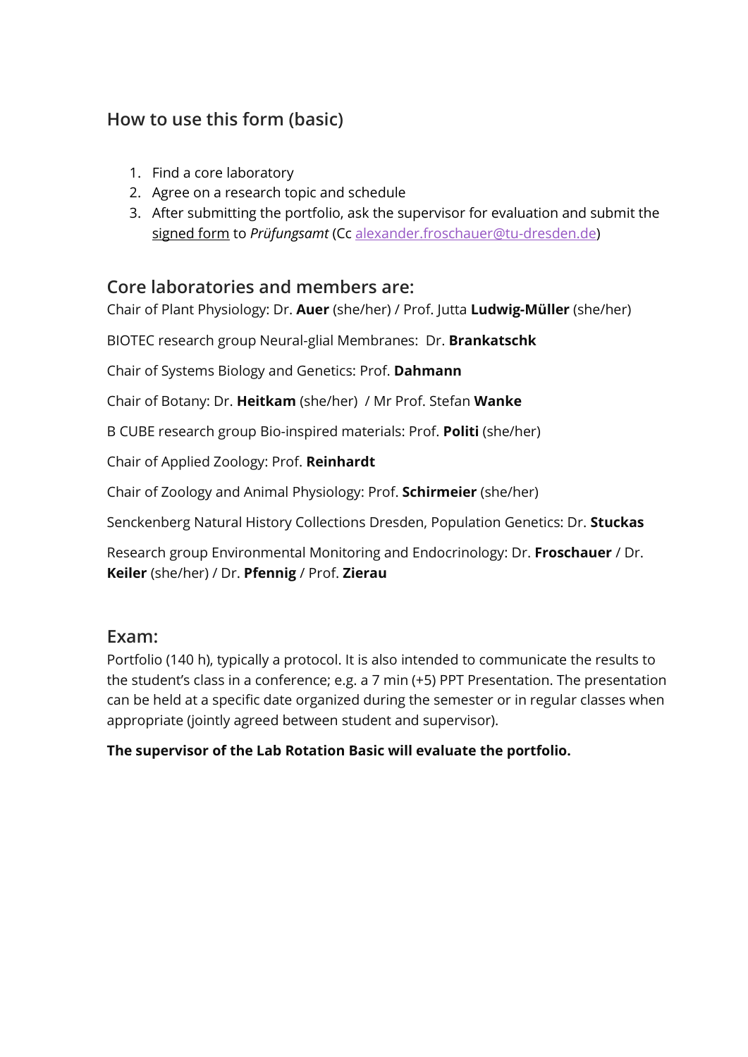## How to use this form (basic)

1. Find a core laboratory
2. Agree on a research topic and schedule
3. After submitting the portfolio, ask the supervisor for evaluation and submit the signed form to *Prüfungsamt* (Cc alexander.froschauer@tu-dresden.de)

## Core laboratories and members are:

Chair of Plant Physiology: Dr. **Auer** (she/her) / Prof. Jutta **Ludwig-Müller** (she/her)

BIOTEC research group Neural-glial Membranes: Dr. **Brankatschk**

Chair of Systems Biology and Genetics: Prof. **Dahmann**

Chair of Botany: Dr. **Heitkam** (she/her) / Mr Prof. Stefan **Wanke**

B CUBE research group Bio-inspired materials: Prof. **Politi** (she/her)

Chair of Applied Zoology: Prof. **Reinhardt**

Chair of Zoology and Animal Physiology: Prof. **Schirmeier** (she/her)

Senckenberg Natural History Collections Dresden, Population Genetics: Dr. **Stuckas**

Research group Environmental Monitoring and Endocrinology: Dr. **Froschauer** / Dr. **Keiler** (she/her) / Dr. **Pfennig** / Prof. **Zierau**

## Exam:

Portfolio (140 h), typically a protocol. It is also intended to communicate the results to the student's class in a conference; e.g. a 7 min (+5) PPT Presentation. The presentation can be held at a specific date organized during the semester or in regular classes when appropriate (jointly agreed between student and supervisor).

**The supervisor of the Lab Rotation Basic will evaluate the portfolio.**